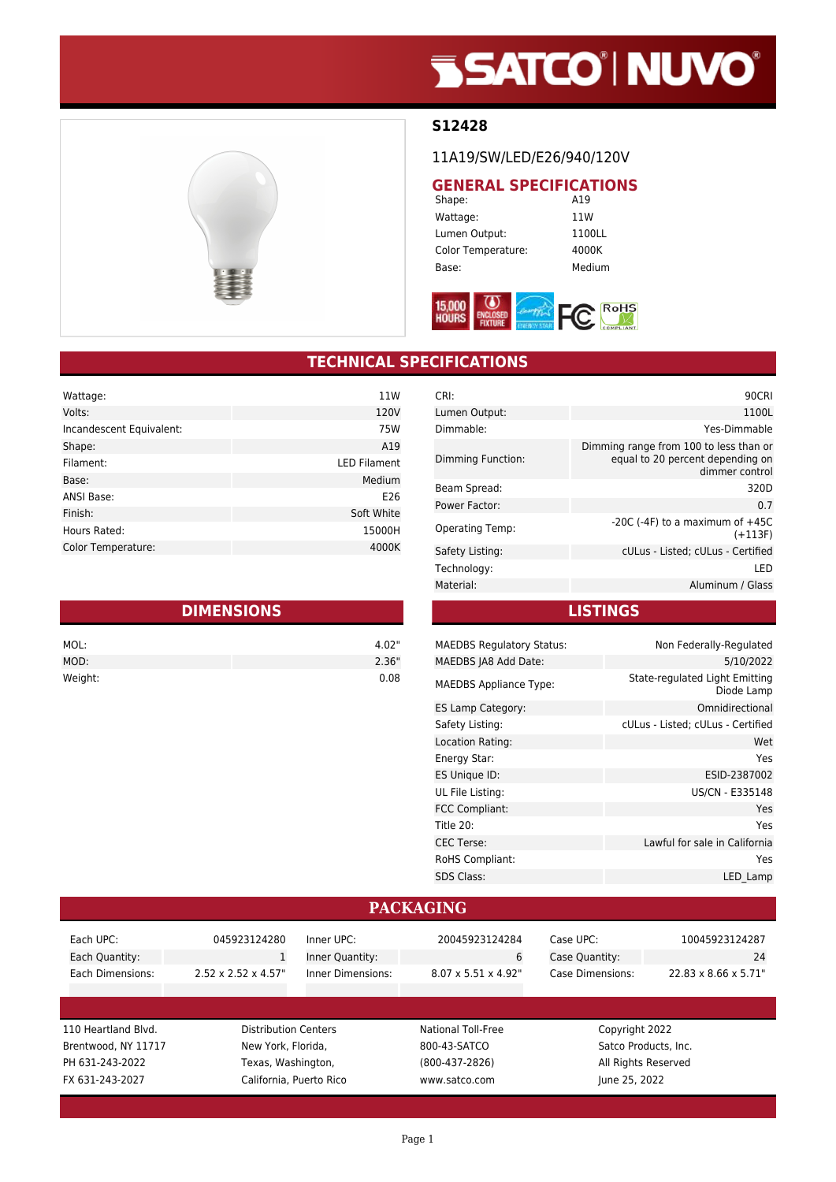# S12428

11A19/SW/LED/E26/940/120V

## GENERAL SPECIFICATIONS

| | |
|---|---|
| Shape: | A19 |
| Wattage: | 11W |
| Lumen Output: | 1100LL |
| Color Temperature: | 4000K |
| Base: | Medium |

## TECHNICAL SPECIFICATIONS

| | |
|---|---|
| Wattage: | 11W |
| Volts: | 120V |
| Incandescent Equivalent: | 75W |
| Shape: | A19 |
| Filament: | LED Filament |
| Base: | Medium |
| ANSI Base: | E26 |
| Finish: | Soft White |
| Hours Rated: | 15000H |
| Color Temperature: | 4000K |

| | |
|---|---|
| CRI: | 90CRI |
| Lumen Output: | 1100L |
| Dimmable: | Yes-Dimmable |
| Dimming Function: | Dimming range from 100 to less than or equal to 20 percent depending on dimmer control |
| Beam Spread: | 320D |
| Power Factor: | 0.7 |
| Operating Temp: | -20C (-4F) to a maximum of +45C (+113F) |
| Safety Listing: | cULus - Listed; cULus - Certified |
| Technology: | LED |
| Material: | Aluminum / Glass |

## DIMENSIONS

| | |
|---|---|
| MOL: | 4.02" |
| MOD: | 2.36" |
| Weight: | 0.08 |

## LISTINGS

| | |
|---|---|
| MAEDBS Regulatory Status: | Non Federally-Regulated |
| MAEDBS JA8 Add Date: | 5/10/2022 |
| MAEDBS Appliance Type: | State-regulated Light Emitting Diode Lamp |
| ES Lamp Category: | Omnidirectional |
| Safety Listing: | cULus - Listed; cULus - Certified |
| Location Rating: | Wet |
| Energy Star: | Yes |
| ES Unique ID: | ESID-2387002 |
| UL File Listing: | US/CN - E335148 |
| FCC Compliant: | Yes |
| Title 20: | Yes |
| CEC Terse: | Lawful for sale in California |
| RoHS Compliant: | Yes |
| SDS Class: | LED_Lamp |

## PACKAGING

| | | | | | |
|---|---|---|---|---|---|
| Each UPC: | 045923124280 | Inner UPC: | 20045923124284 | Case UPC: | 10045923124287 |
| Each Quantity: | 1 | Inner Quantity: | 6 | Case Quantity: | 24 |
| Each Dimensions: | 2.52 x 2.52 x 4.57" | Inner Dimensions: | 8.07 x 5.51 x 4.92" | Case Dimensions: | 22.83 x 8.66 x 5.71" |

110 Heartland Blvd.
Brentwood, NY 11717
PH 631-243-2022
FX 631-243-2027

Distribution Centers
New York, Florida,
Texas, Washington,
California, Puerto Rico

National Toll-Free
800-43-SATCO
(800-437-2826)
www.satco.com

Copyright 2022
Satco Products, Inc.
All Rights Reserved
June 25, 2022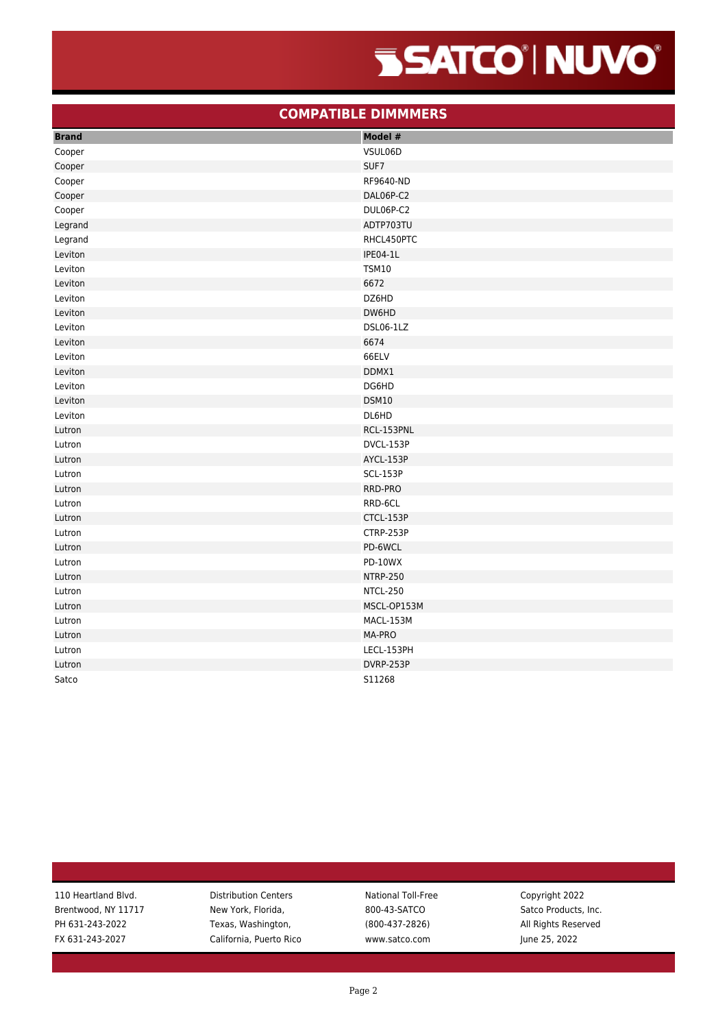## COMPATIBLE DIMMMERS

| Brand | Model # |
|---|---|
| Cooper | VSUL06D |
| Cooper | SUF7 |
| Cooper | RF9640-ND |
| Cooper | DAL06P-C2 |
| Cooper | DUL06P-C2 |
| Legrand | ADTP703TU |
| Legrand | RHCL450PTC |
| Leviton | IPE04-1L |
| Leviton | TSM10 |
| Leviton | 6672 |
| Leviton | DZ6HD |
| Leviton | DW6HD |
| Leviton | DSL06-1LZ |
| Leviton | 6674 |
| Leviton | 66ELV |
| Leviton | DDMX1 |
| Leviton | DG6HD |
| Leviton | DSM10 |
| Leviton | DL6HD |
| Lutron | RCL-153PNL |
| Lutron | DVCL-153P |
| Lutron | AYCL-153P |
| Lutron | SCL-153P |
| Lutron | RRD-PRO |
| Lutron | RRD-6CL |
| Lutron | CTCL-153P |
| Lutron | CTRP-253P |
| Lutron | PD-6WCL |
| Lutron | PD-10WX |
| Lutron | NTRP-250 |
| Lutron | NTCL-250 |
| Lutron | MSCL-OP153M |
| Lutron | MACL-153M |
| Lutron | MA-PRO |
| Lutron | LECL-153PH |
| Lutron | DVRP-253P |
| Satco | S11268 |

110 Heartland Blvd.
Brentwood, NY 11717
PH 631-243-2022
FX 631-243-2027

Distribution Centers
New York, Florida,
Texas, Washington,
California, Puerto Rico

National Toll-Free
800-43-SATCO
(800-437-2826)
www.satco.com

Copyright 2022
Satco Products, Inc.
All Rights Reserved
June 25, 2022